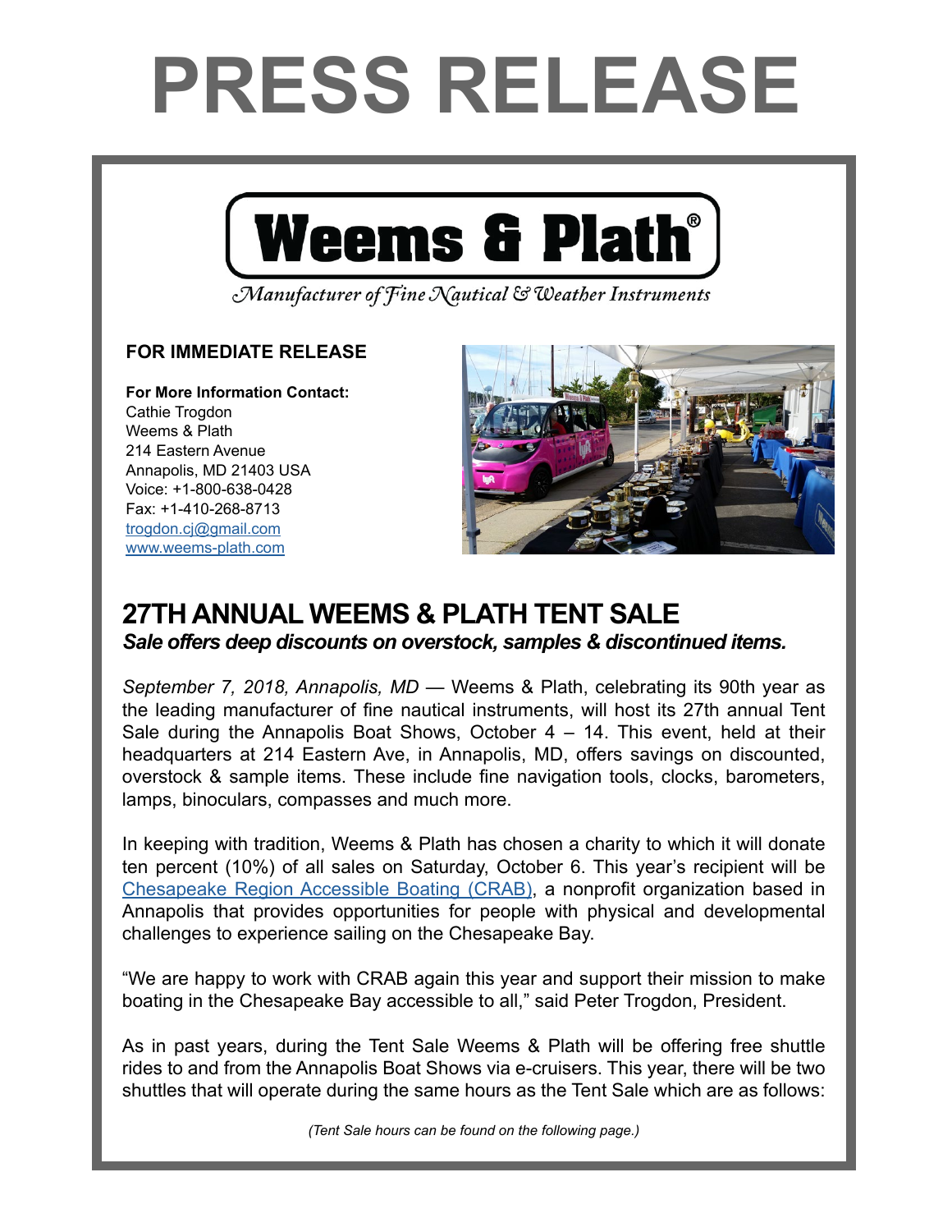# PRESS RELEASE

**Weems & Plath®**

*Manufacturer of Fine Nautical & Weather Instruments*

**FOR IMMEDIATE RELEASE**

**For More Information Contact:**
Cathie Trogdon
Weems & Plath
214 Eastern Avenue
Annapolis, MD 21403 USA
Voice: +1-800-638-0428
Fax: +1-410-268-8713
trogdon.cj@gmail.com
www.weems-plath.com

## 27TH ANNUAL WEEMS & PLATH TENT SALE

***Sale offers deep discounts on overstock, samples & discontinued items.***

*September 7, 2018, Annapolis, MD* — Weems & Plath, celebrating its 90th year as the leading manufacturer of fine nautical instruments, will host its 27th annual Tent Sale during the Annapolis Boat Shows, October 4 – 14. This event, held at their headquarters at 214 Eastern Ave, in Annapolis, MD, offers savings on discounted, overstock & sample items. These include fine navigation tools, clocks, barometers, lamps, binoculars, compasses and much more.

In keeping with tradition, Weems & Plath has chosen a charity to which it will donate ten percent (10%) of all sales on Saturday, October 6. This year's recipient will be Chesapeake Region Accessible Boating (CRAB), a nonprofit organization based in Annapolis that provides opportunities for people with physical and developmental challenges to experience sailing on the Chesapeake Bay.

"We are happy to work with CRAB again this year and support their mission to make boating in the Chesapeake Bay accessible to all," said Peter Trogdon, President.

As in past years, during the Tent Sale Weems & Plath will be offering free shuttle rides to and from the Annapolis Boat Shows via e-cruisers. This year, there will be two shuttles that will operate during the same hours as the Tent Sale which are as follows:

*(Tent Sale hours can be found on the following page.)*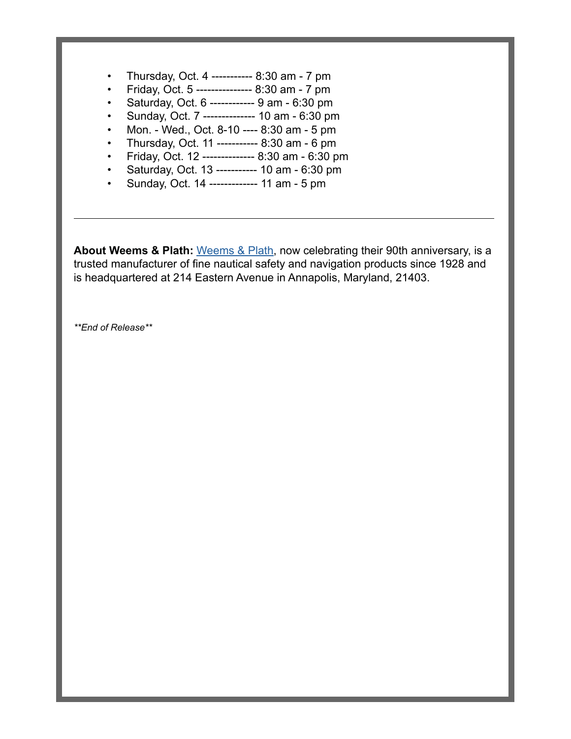- Thursday, Oct. 4 ----------- 8:30 am - 7 pm
- Friday, Oct. 5 --------------- 8:30 am - 7 pm
- Saturday, Oct. 6 ------------ 9 am - 6:30 pm
- Sunday, Oct. 7 -------------- 10 am - 6:30 pm
- Mon. - Wed., Oct. 8-10 ---- 8:30 am - 5 pm
- Thursday, Oct. 11 ----------- 8:30 am - 6 pm
- Friday, Oct. 12 -------------- 8:30 am - 6:30 pm
- Saturday, Oct. 13 ----------- 10 am - 6:30 pm
- Sunday, Oct. 14 ------------- 11 am - 5 pm

---

**About Weems & Plath:** Weems & Plath, now celebrating their 90th anniversary, is a trusted manufacturer of fine nautical safety and navigation products since 1928 and is headquartered at 214 Eastern Avenue in Annapolis, Maryland, 21403.

*\*\*End of Release\*\**